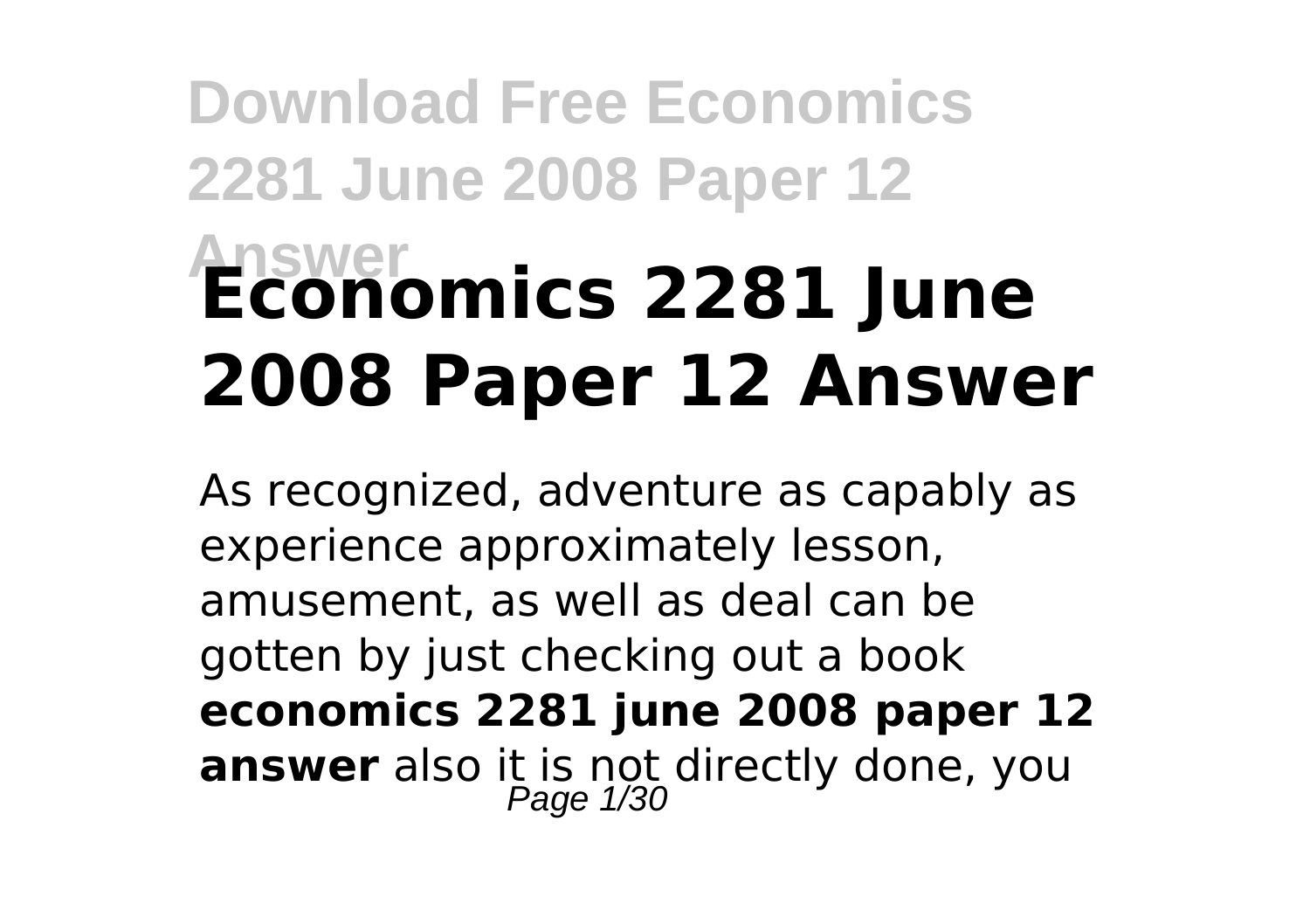# Economics 2281 June 2008 Paper 12 Answer

As recognized, adventure as capably as experience approximately lesson, amusement, as well as deal can be gotten by just checking out a book **economics 2281 june 2008 paper 12 answer** also it is not directly done, you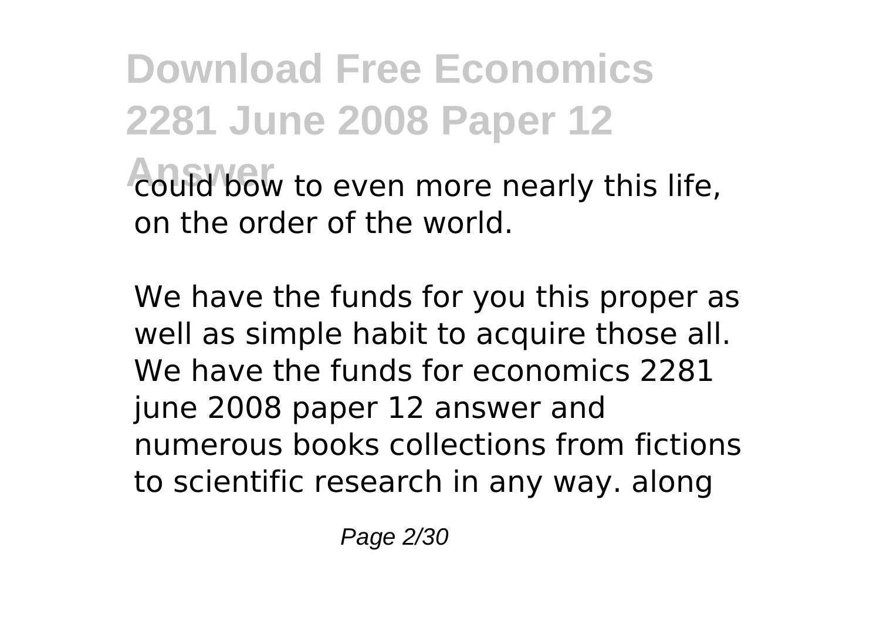could bow to even more nearly this life, on the order of the world.

We have the funds for you this proper as well as simple habit to acquire those all. We have the funds for economics 2281 june 2008 paper 12 answer and numerous books collections from fictions to scientific research in any way. along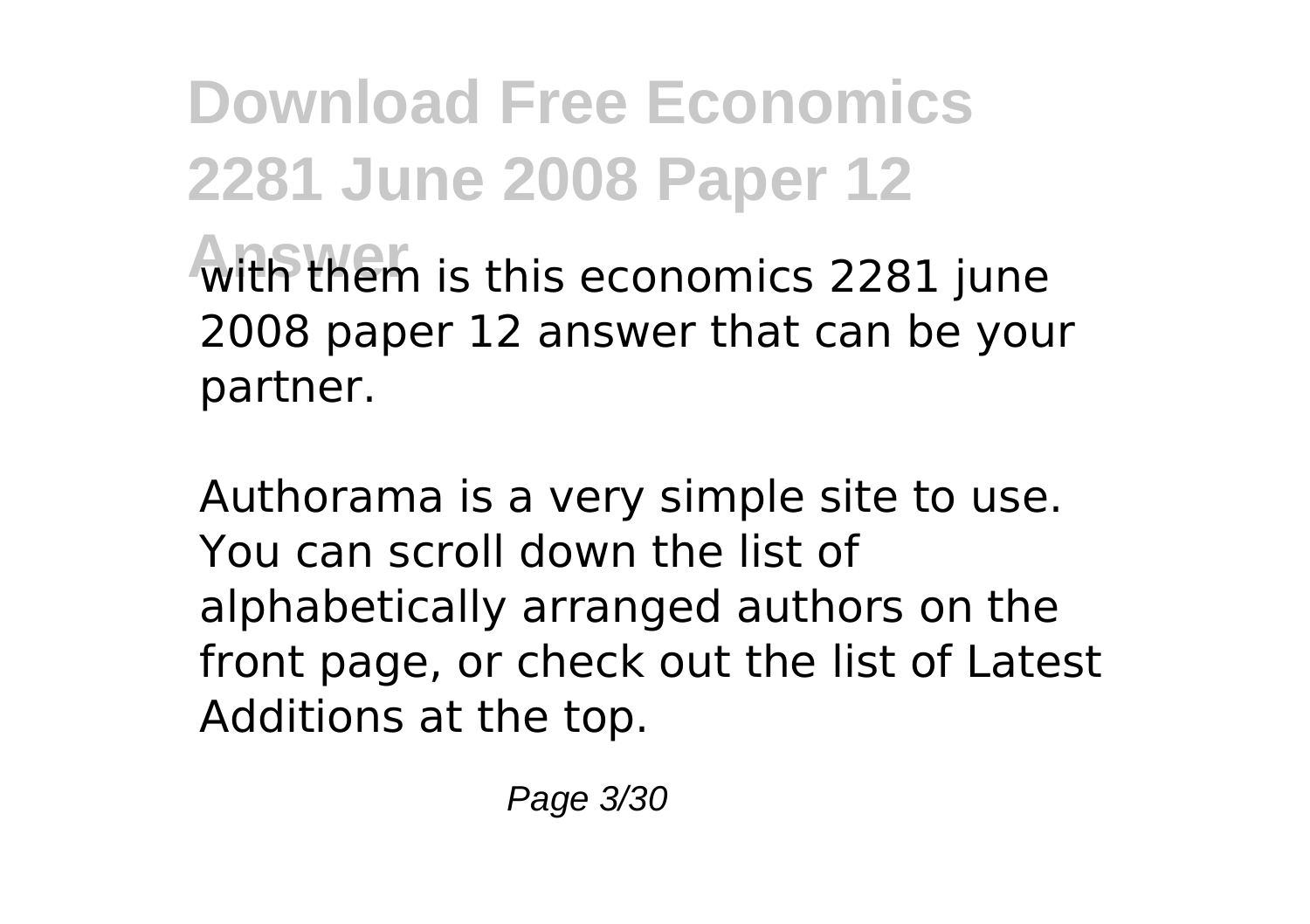with them is this economics 2281 june 2008 paper 12 answer that can be your partner.

Authorama is a very simple site to use. You can scroll down the list of alphabetically arranged authors on the front page, or check out the list of Latest Additions at the top.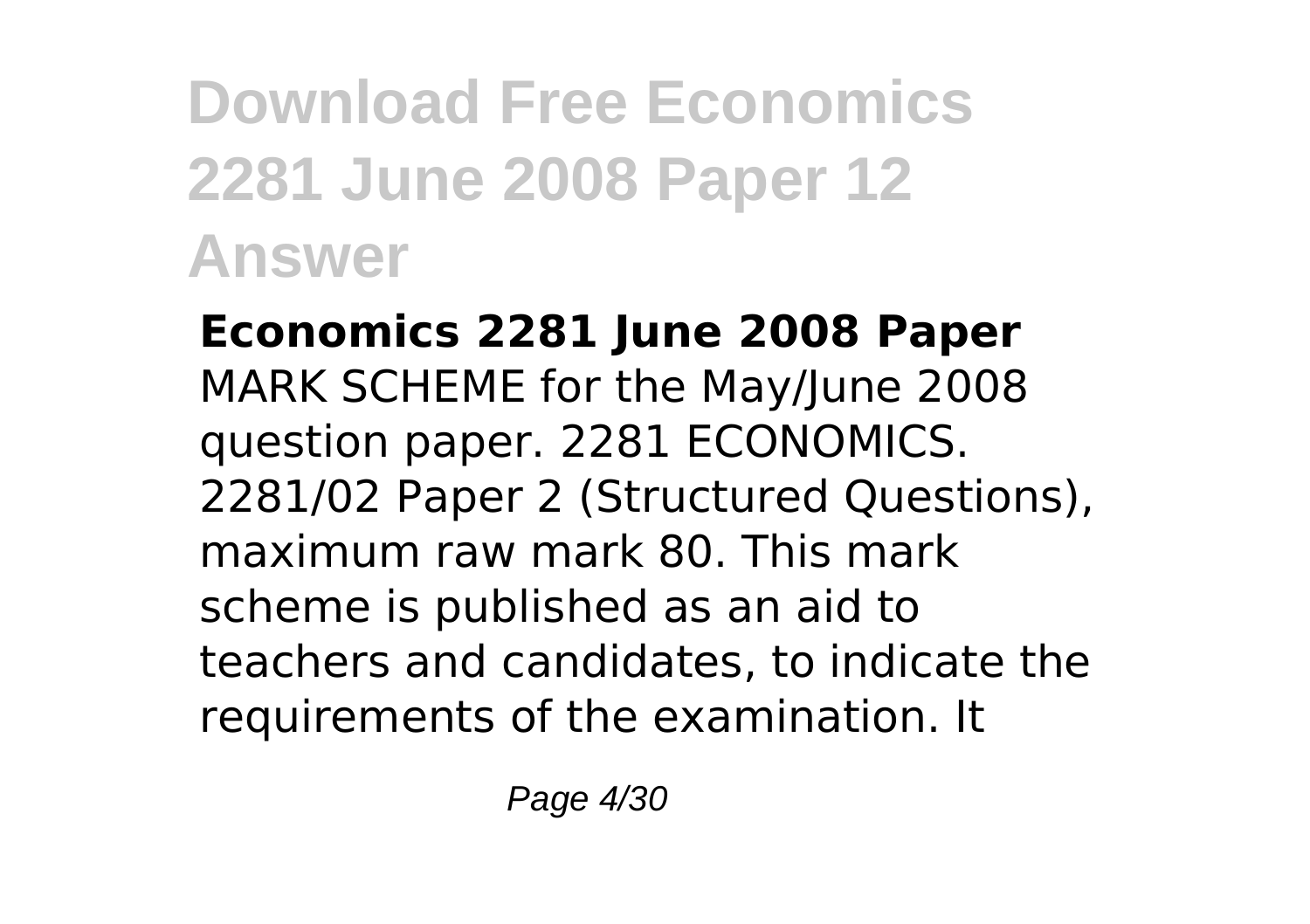**Economics 2281 June 2008 Paper**

MARK SCHEME for the May/June 2008 question paper. 2281 ECONOMICS. 2281/02 Paper 2 (Structured Questions), maximum raw mark 80. This mark scheme is published as an aid to teachers and candidates, to indicate the requirements of the examination. It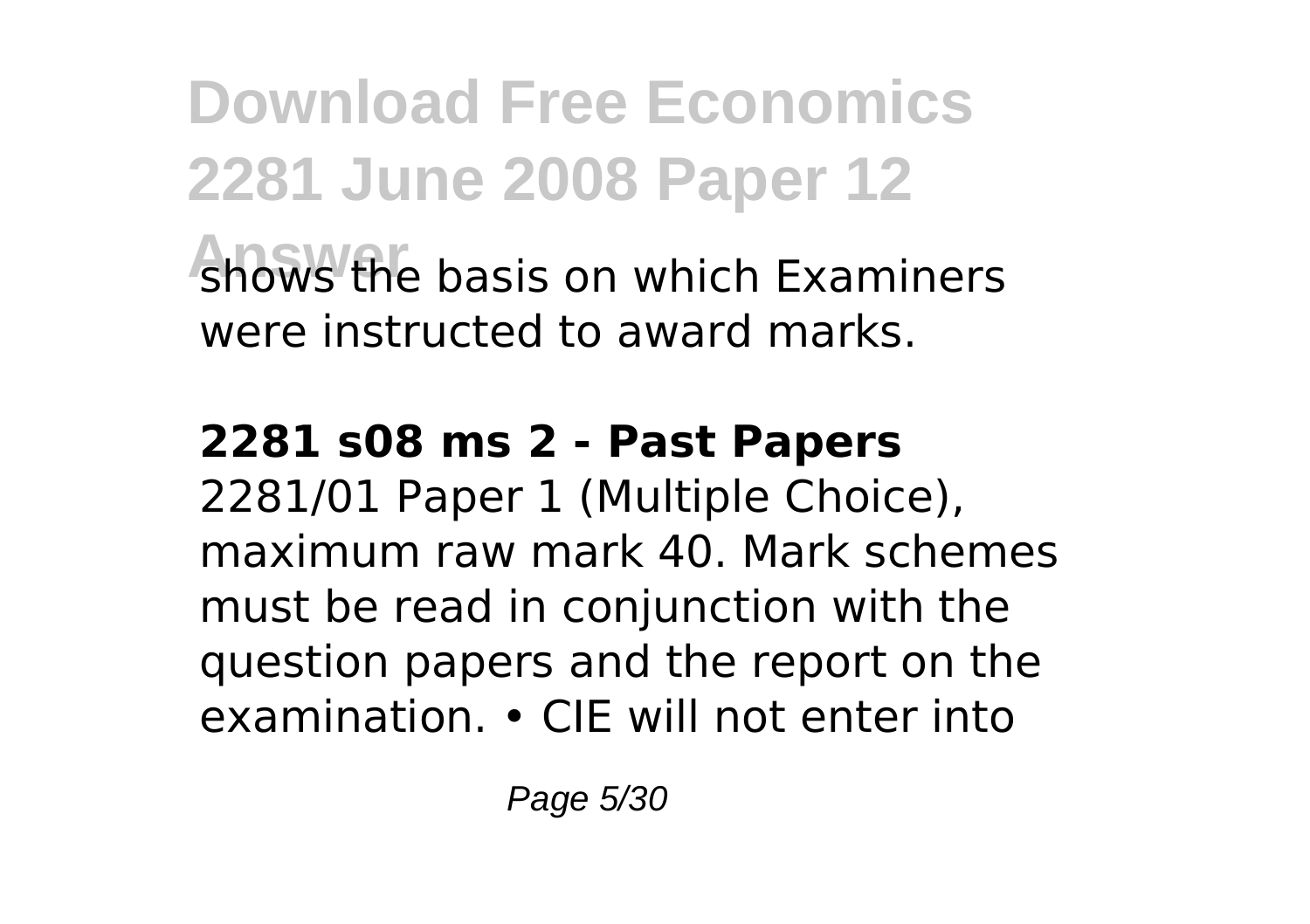shows the basis on which Examiners were instructed to award marks.

**2281 s08 ms 2 - Past Papers**

2281/01 Paper 1 (Multiple Choice), maximum raw mark 40. Mark schemes must be read in conjunction with the question papers and the report on the examination. • CIE will not enter into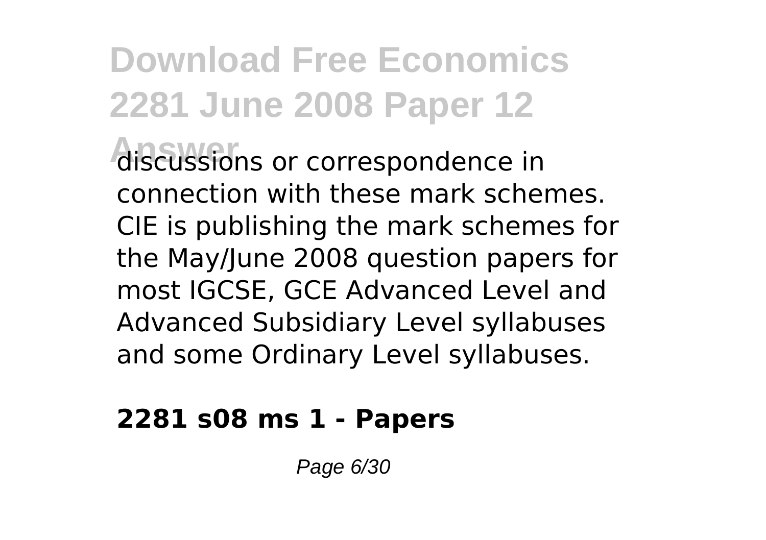discussions or correspondence in connection with these mark schemes. CIE is publishing the mark schemes for the May/June 2008 question papers for most IGCSE, GCE Advanced Level and Advanced Subsidiary Level syllabuses and some Ordinary Level syllabuses.

**2281 s08 ms 1 - Papers**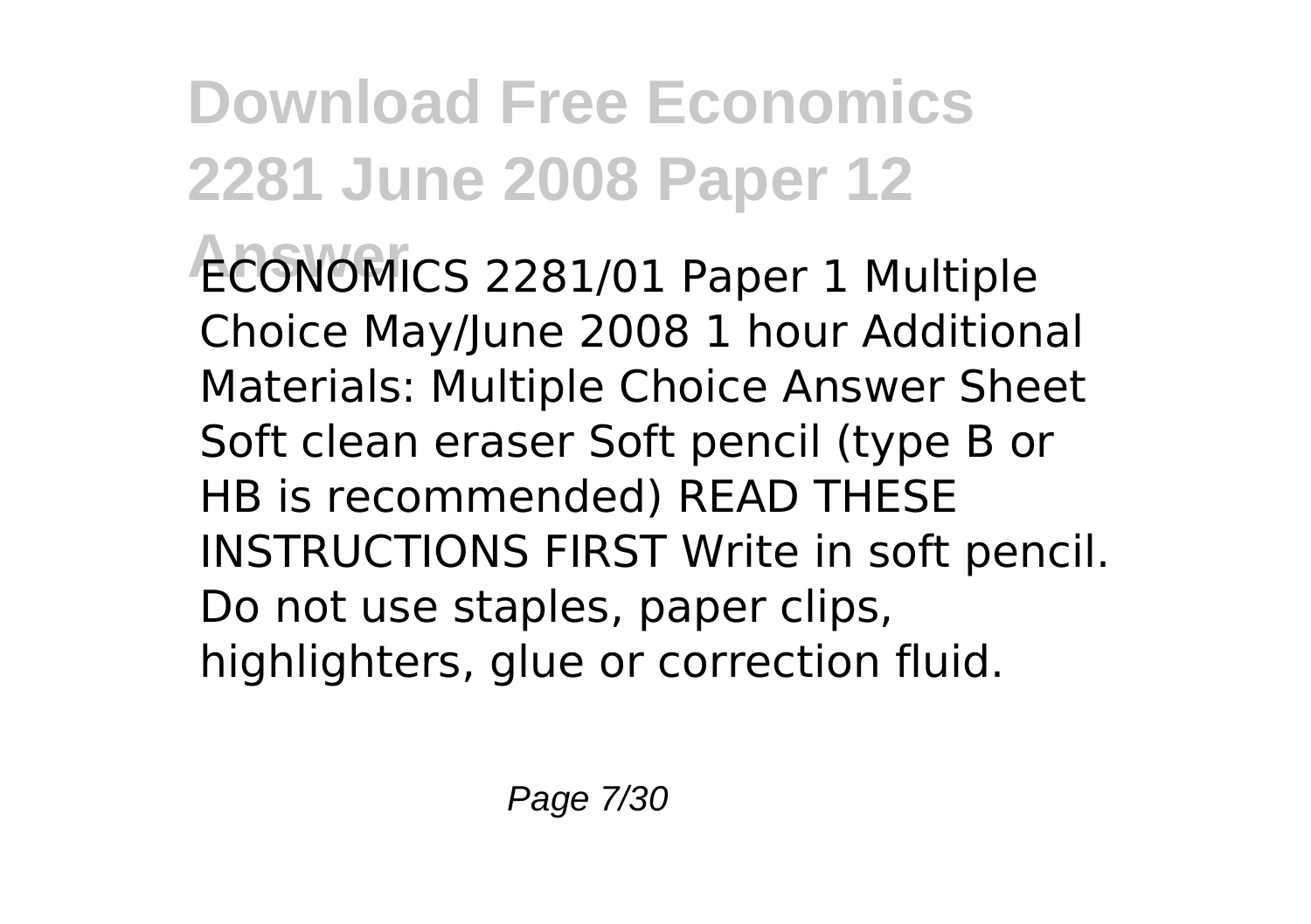# Download Free Economics 2281 June 2008 Paper 12 Answer

ECONOMICS 2281/01 Paper 1 Multiple Choice May/June 2008 1 hour Additional Materials: Multiple Choice Answer Sheet Soft clean eraser Soft pencil (type B or HB is recommended) READ THESE INSTRUCTIONS FIRST Write in soft pencil. Do not use staples, paper clips, highlighters, glue or correction fluid.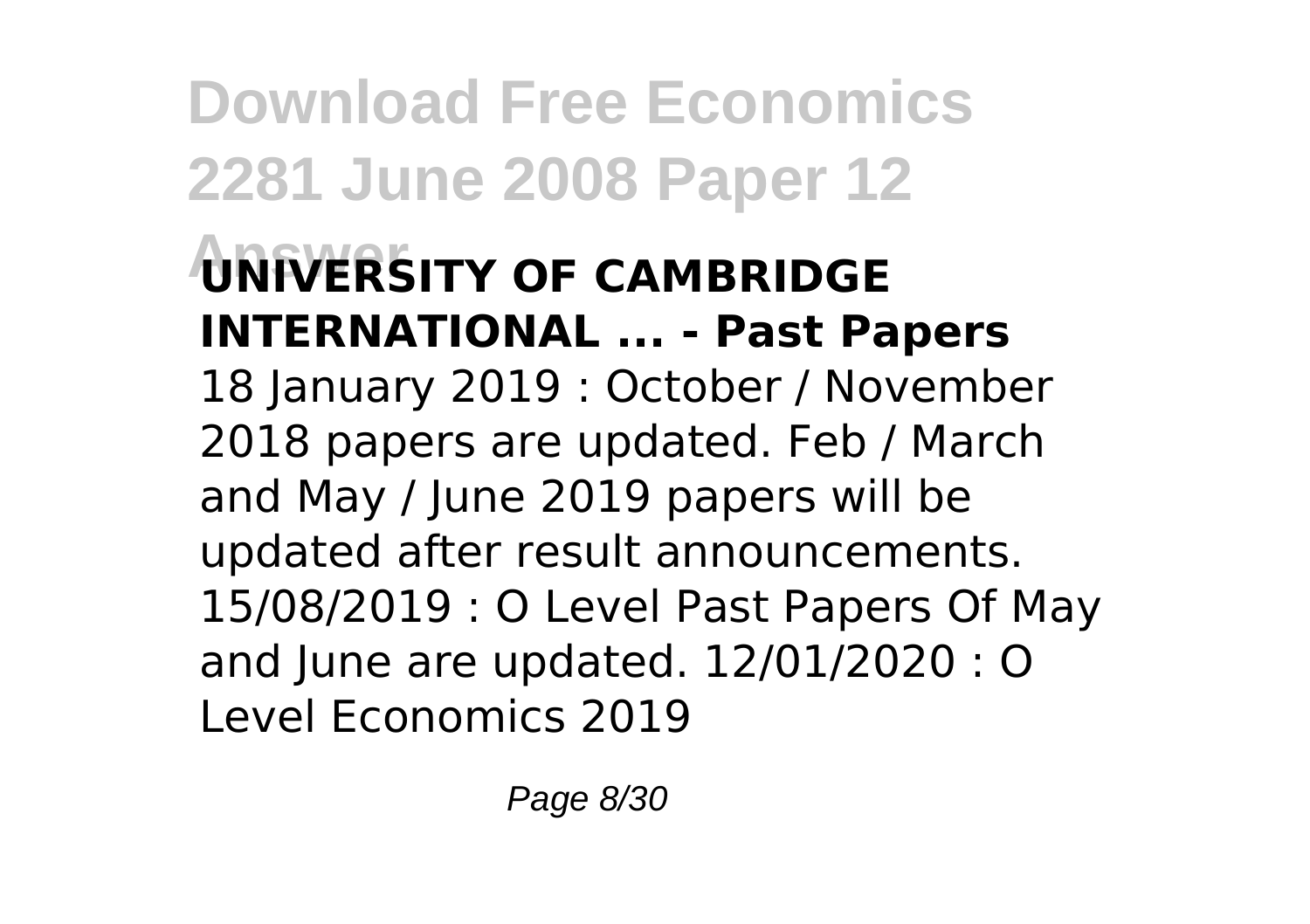**UNIVERSITY OF CAMBRIDGE INTERNATIONAL ... - Past Papers**

18 January 2019 : October / November 2018 papers are updated. Feb / March and May / June 2019 papers will be updated after result announcements. 15/08/2019 : O Level Past Papers Of May and June are updated. 12/01/2020 : O Level Economics 2019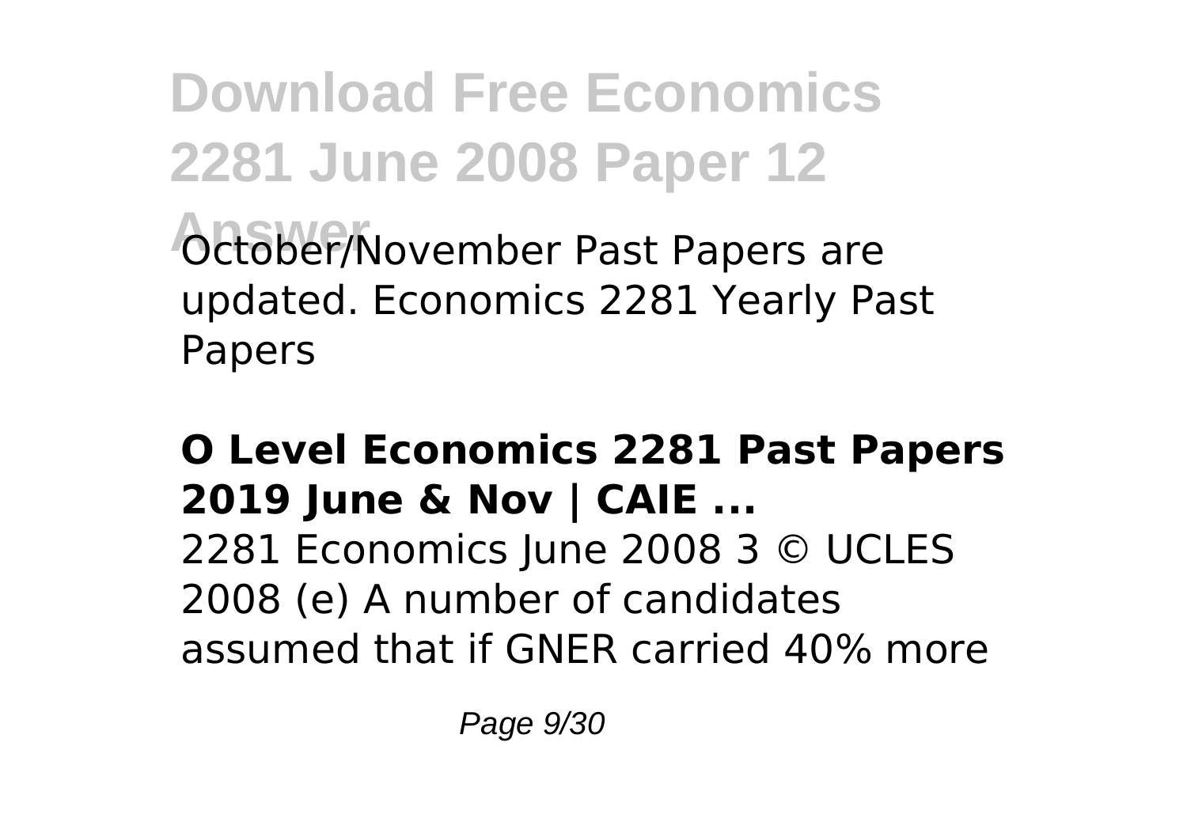October/November Past Papers are updated. Economics 2281 Yearly Past Papers

**O Level Economics 2281 Past Papers 2019 June & Nov | CAIE ...**

2281 Economics June 2008 3 © UCLES 2008 (e) A number of candidates assumed that if GNER carried 40% more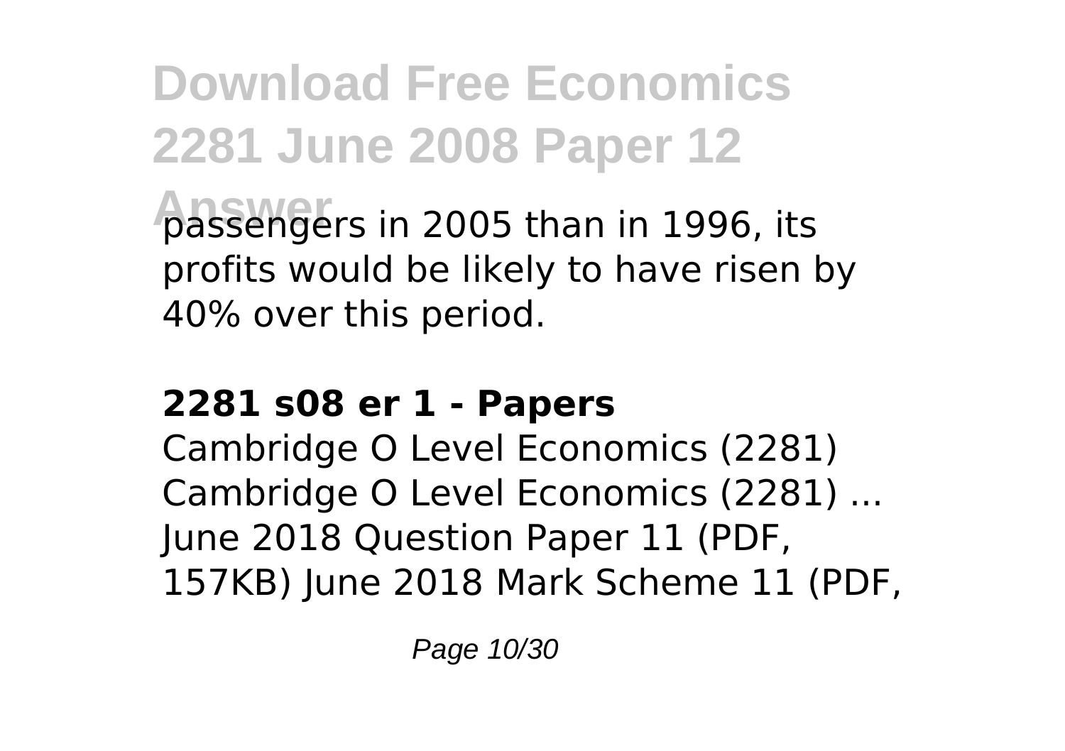passengers in 2005 than in 1996, its profits would be likely to have risen by 40% over this period.

**2281 s08 er 1 - Papers**

Cambridge O Level Economics (2281) Cambridge O Level Economics (2281) ... June 2018 Question Paper 11 (PDF, 157KB) June 2018 Mark Scheme 11 (PDF,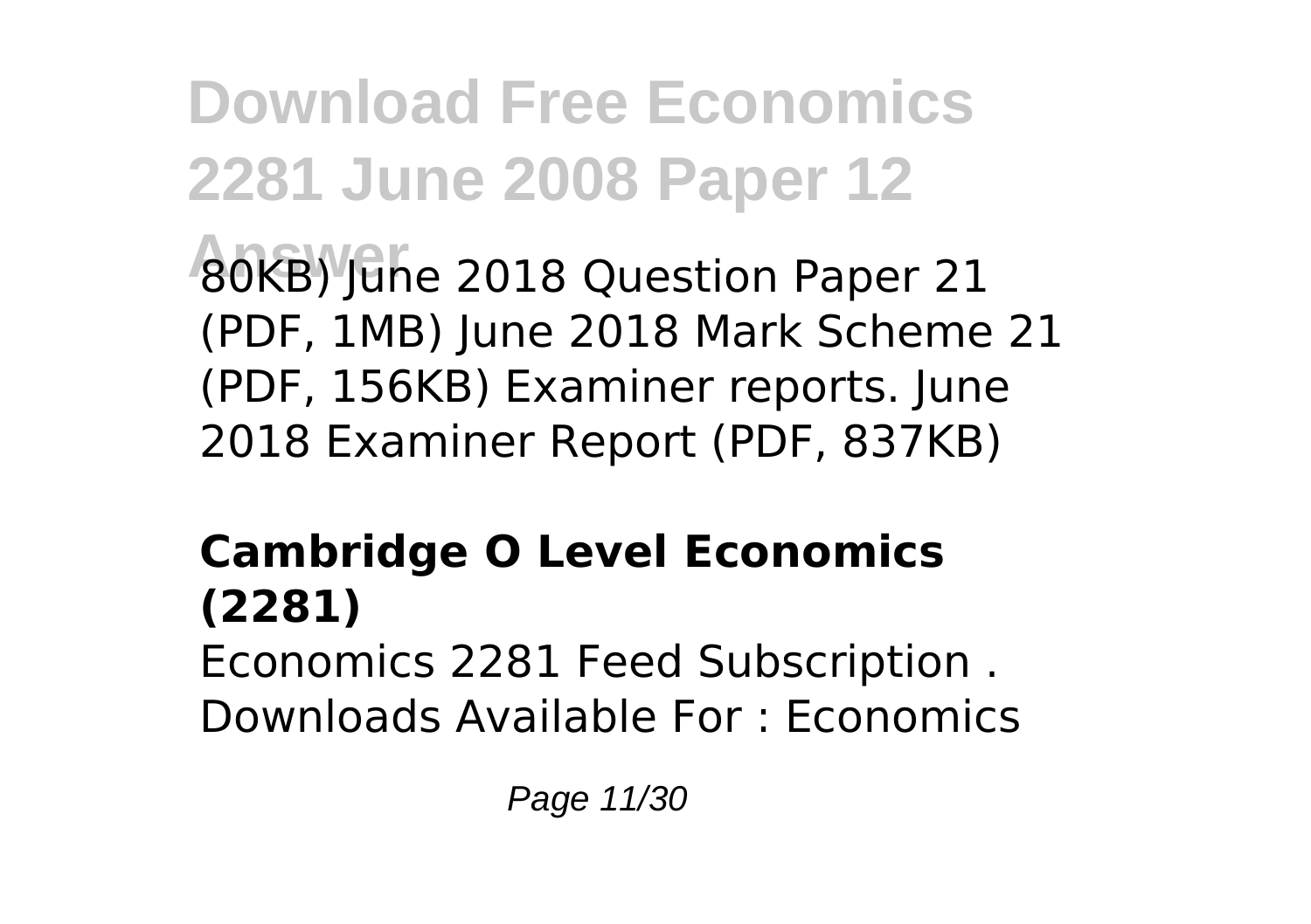80KB) June 2018 Question Paper 21 (PDF, 1MB) June 2018 Mark Scheme 21 (PDF, 156KB) Examiner reports. June 2018 Examiner Report (PDF, 837KB)

## Cambridge O Level Economics (2281)

Economics 2281 Feed Subscription . Downloads Available For : Economics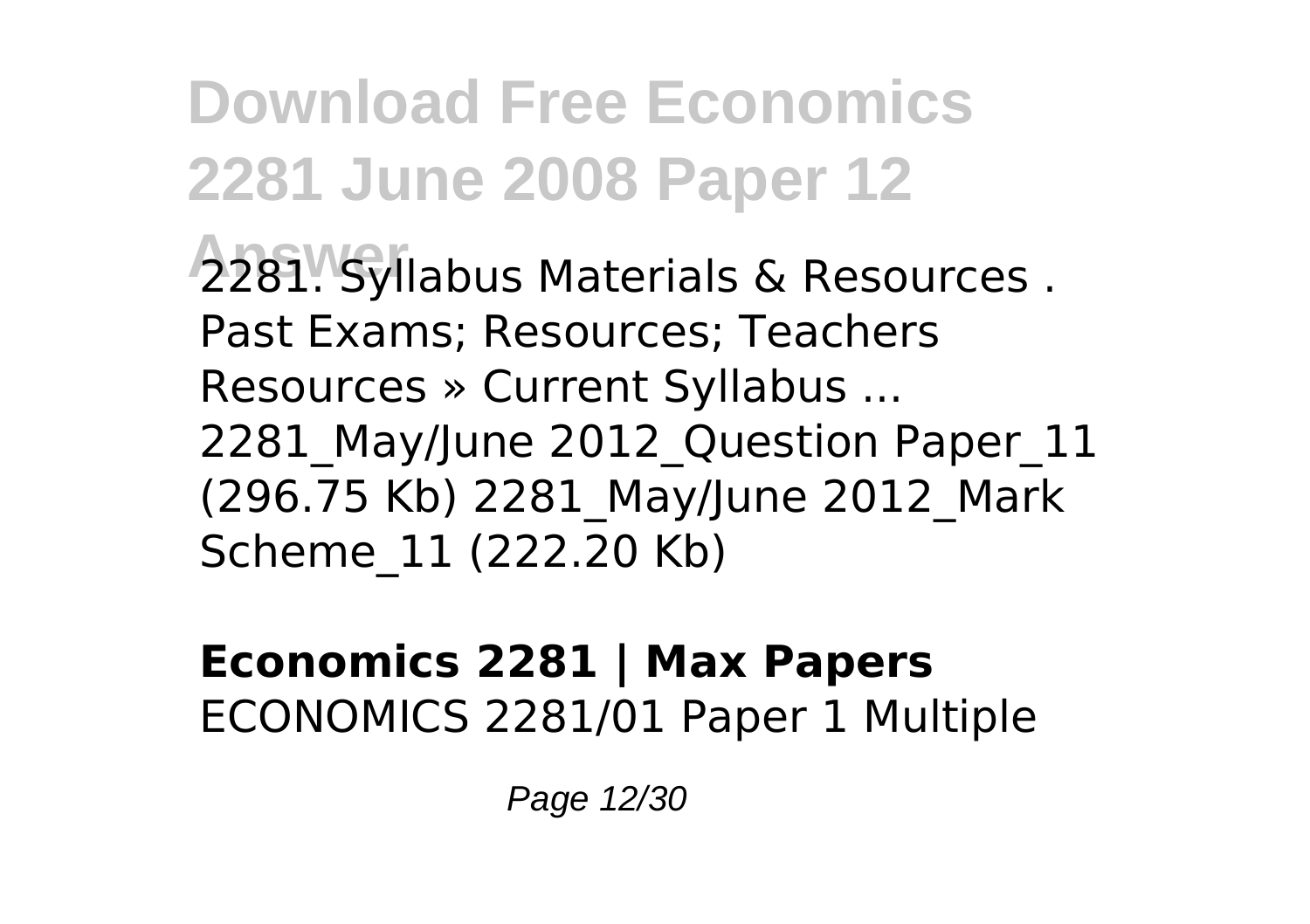2281. Syllabus Materials & Resources . Past Exams; Resources; Teachers Resources » Current Syllabus ... 2281_May/June 2012_Question Paper_11 (296.75 Kb) 2281_May/June 2012_Mark Scheme_11 (222.20 Kb)

**Economics 2281 | Max Papers**
ECONOMICS 2281/01 Paper 1 Multiple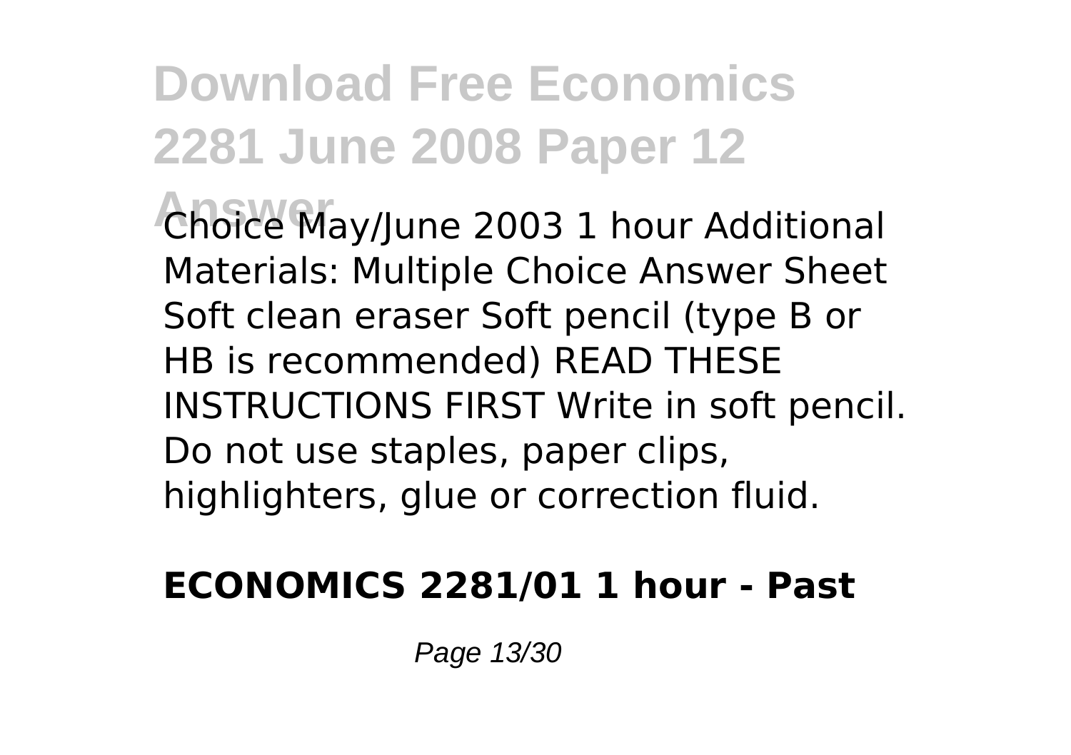Choice May/June 2003 1 hour Additional Materials: Multiple Choice Answer Sheet Soft clean eraser Soft pencil (type B or HB is recommended) READ THESE INSTRUCTIONS FIRST Write in soft pencil. Do not use staples, paper clips, highlighters, glue or correction fluid.

### ECONOMICS 2281/01 1 hour - Past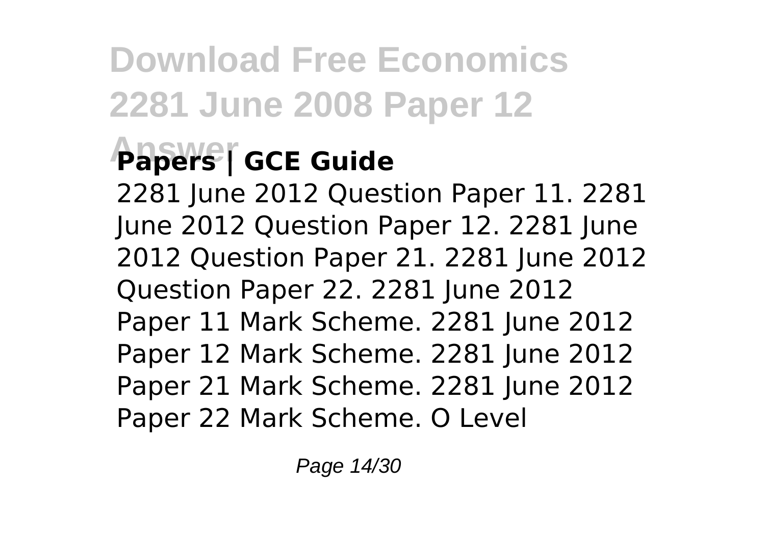**Papers | GCE Guide**

2281 June 2012 Question Paper 11. 2281 June 2012 Question Paper 12. 2281 June 2012 Question Paper 21. 2281 June 2012 Question Paper 22. 2281 June 2012 Paper 11 Mark Scheme. 2281 June 2012 Paper 12 Mark Scheme. 2281 June 2012 Paper 21 Mark Scheme. 2281 June 2012 Paper 22 Mark Scheme. O Level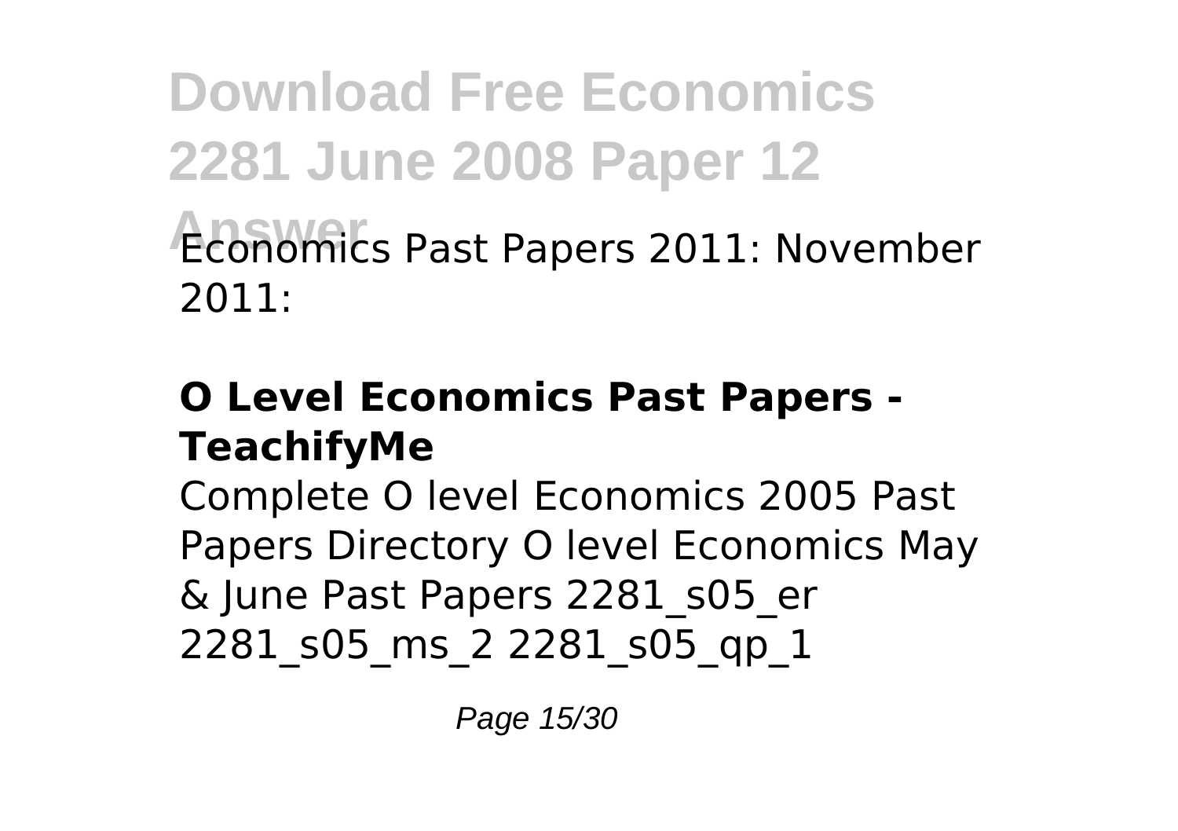Economics Past Papers 2011: November 2011:

**O Level Economics Past Papers - TeachifyMe**

Complete O level Economics 2005 Past Papers Directory O level Economics May & June Past Papers 2281_s05_er 2281_s05_ms_2 2281_s05_qp_1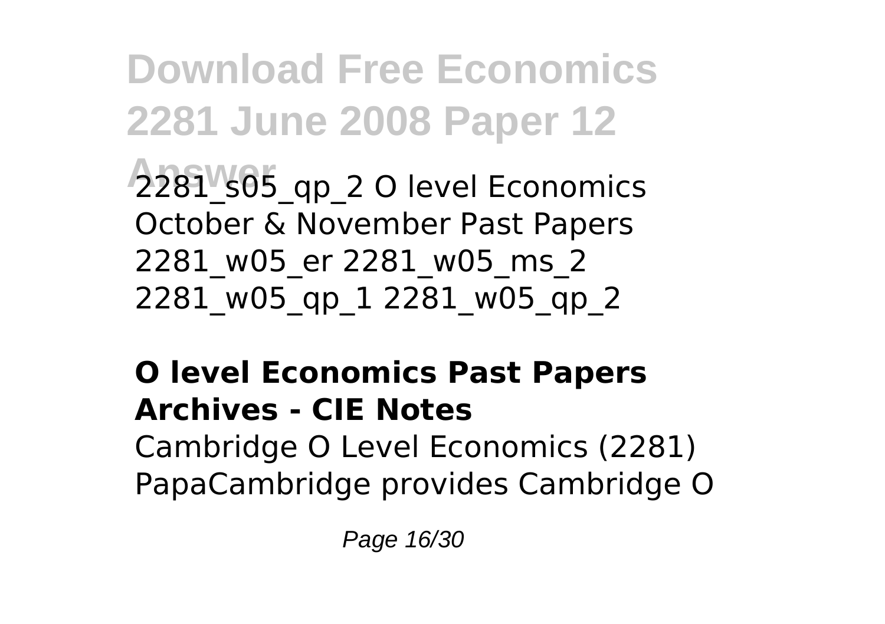2281_s05_qp_2 O level Economics October & November Past Papers 2281_w05_er 2281_w05_ms_2 2281_w05_qp_1 2281_w05_qp_2

**O level Economics Past Papers Archives - CIE Notes**

Cambridge O Level Economics (2281) PapaCambridge provides Cambridge O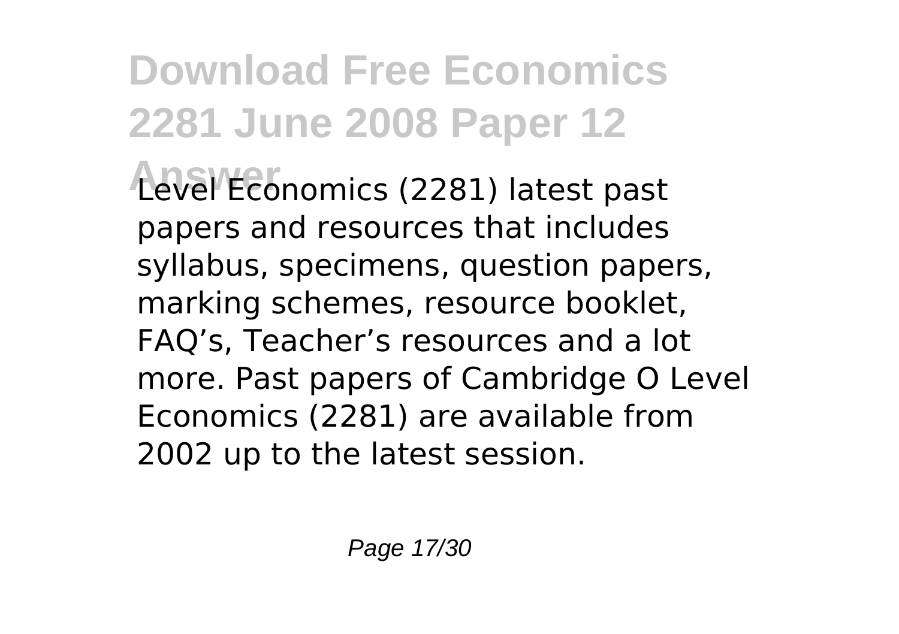Level Economics (2281) latest past papers and resources that includes syllabus, specimens, question papers, marking schemes, resource booklet, FAQ's, Teacher's resources and a lot more. Past papers of Cambridge O Level Economics (2281) are available from 2002 up to the latest session.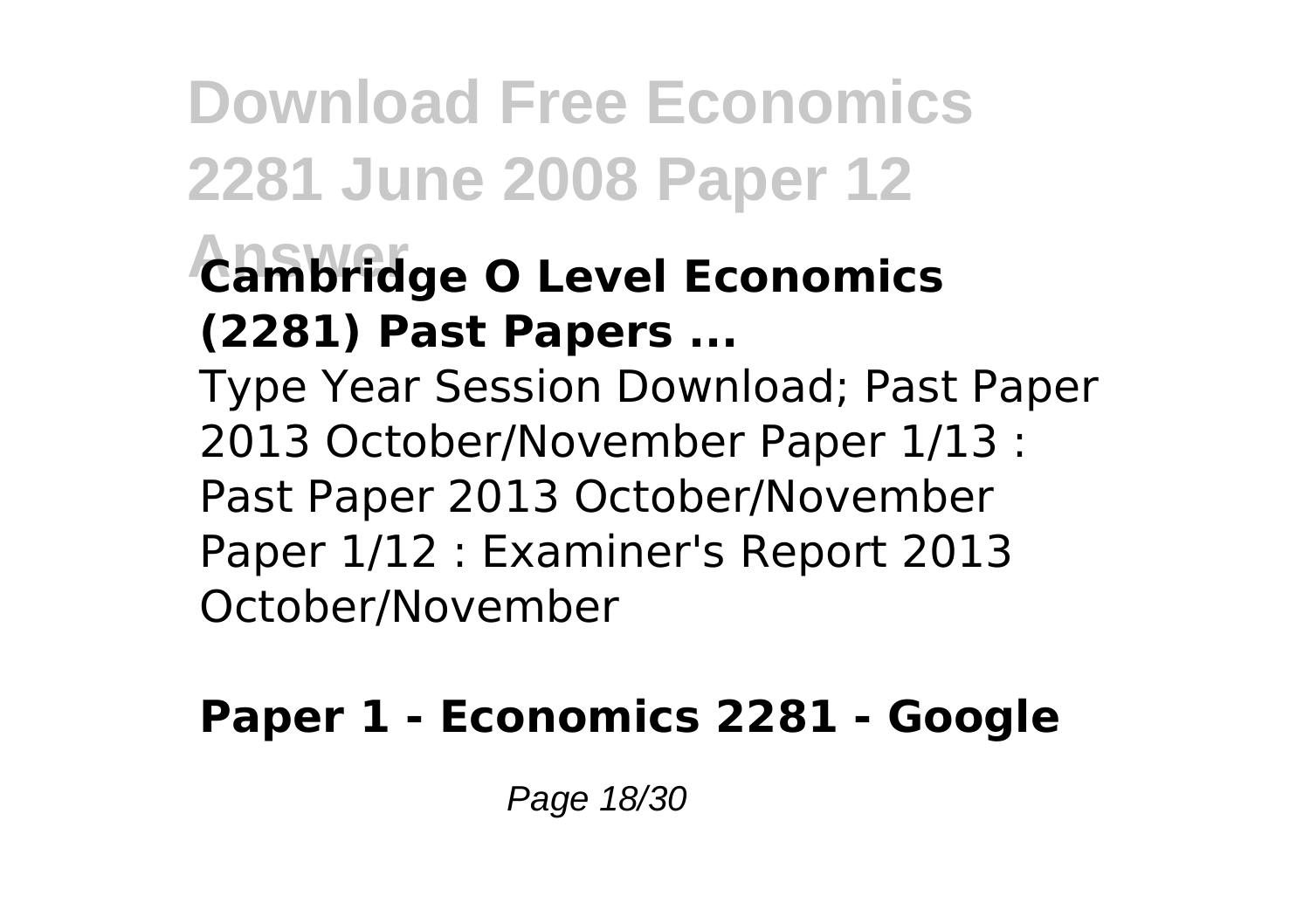### Cambridge O Level Economics (2281) Past Papers ...

Type Year Session Download; Past Paper 2013 October/November Paper 1/13 : Past Paper 2013 October/November Paper 1/12 : Examiner's Report 2013 October/November

### Paper 1 - Economics 2281 - Google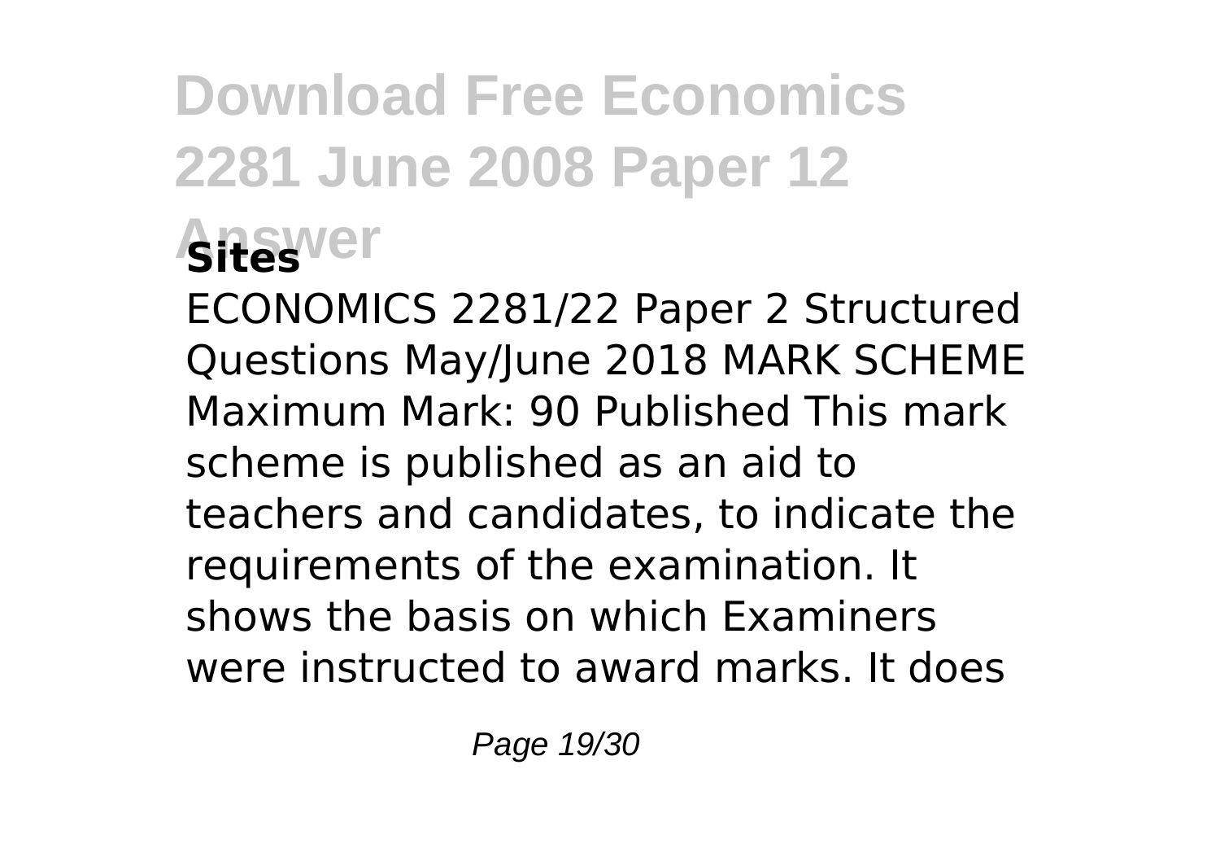## Sites

ECONOMICS 2281/22 Paper 2 Structured Questions May/June 2018 MARK SCHEME Maximum Mark: 90 Published This mark scheme is published as an aid to teachers and candidates, to indicate the requirements of the examination. It shows the basis on which Examiners were instructed to award marks. It does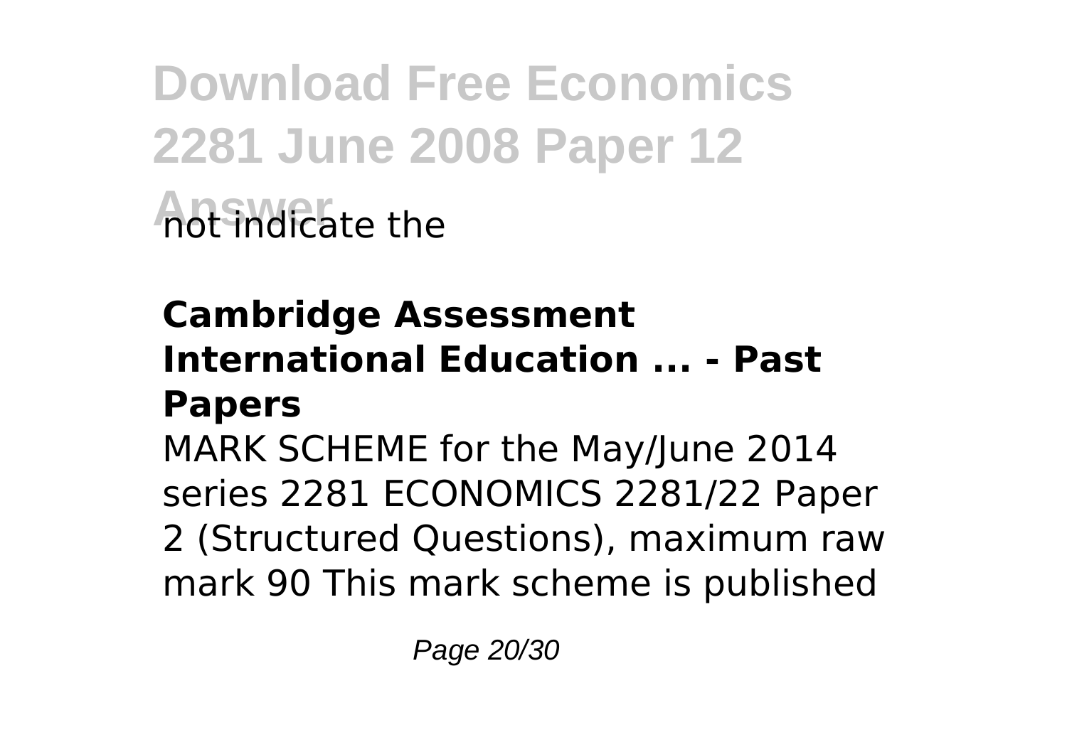not indicate the

**Cambridge Assessment International Education ... - Past Papers**

MARK SCHEME for the May/June 2014 series 2281 ECONOMICS 2281/22 Paper 2 (Structured Questions), maximum raw mark 90 This mark scheme is published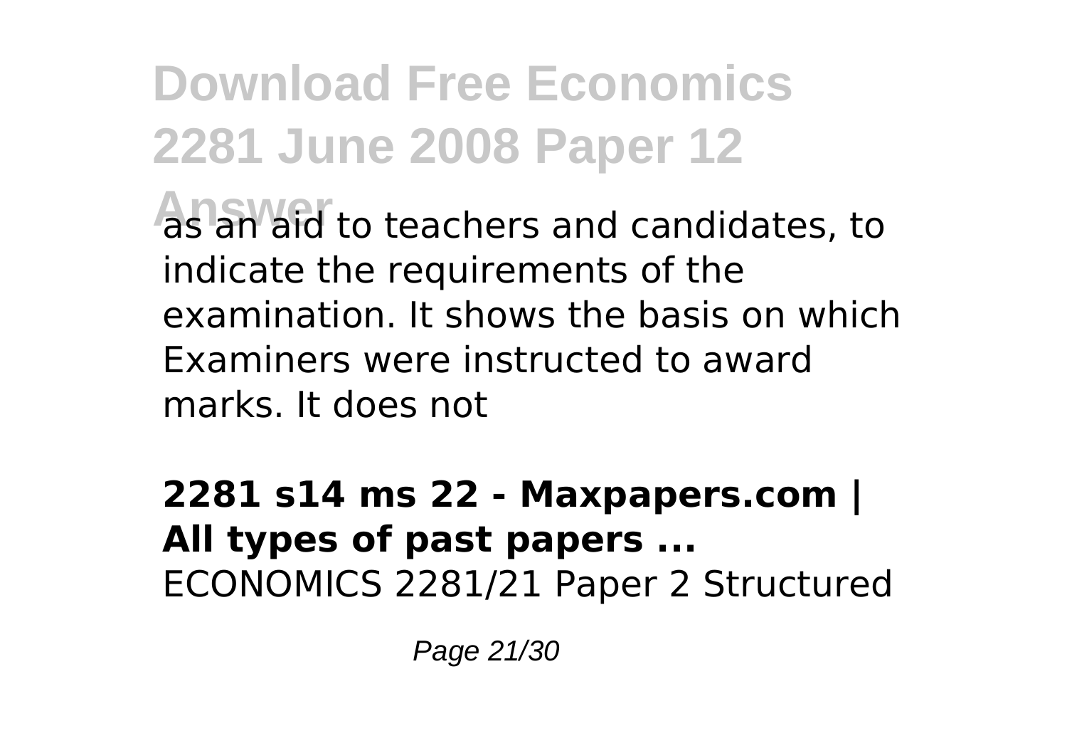as an aid to teachers and candidates, to indicate the requirements of the examination. It shows the basis on which Examiners were instructed to award marks. It does not

**2281 s14 ms 22 - Maxpapers.com | All types of past papers ...**
ECONOMICS 2281/21 Paper 2 Structured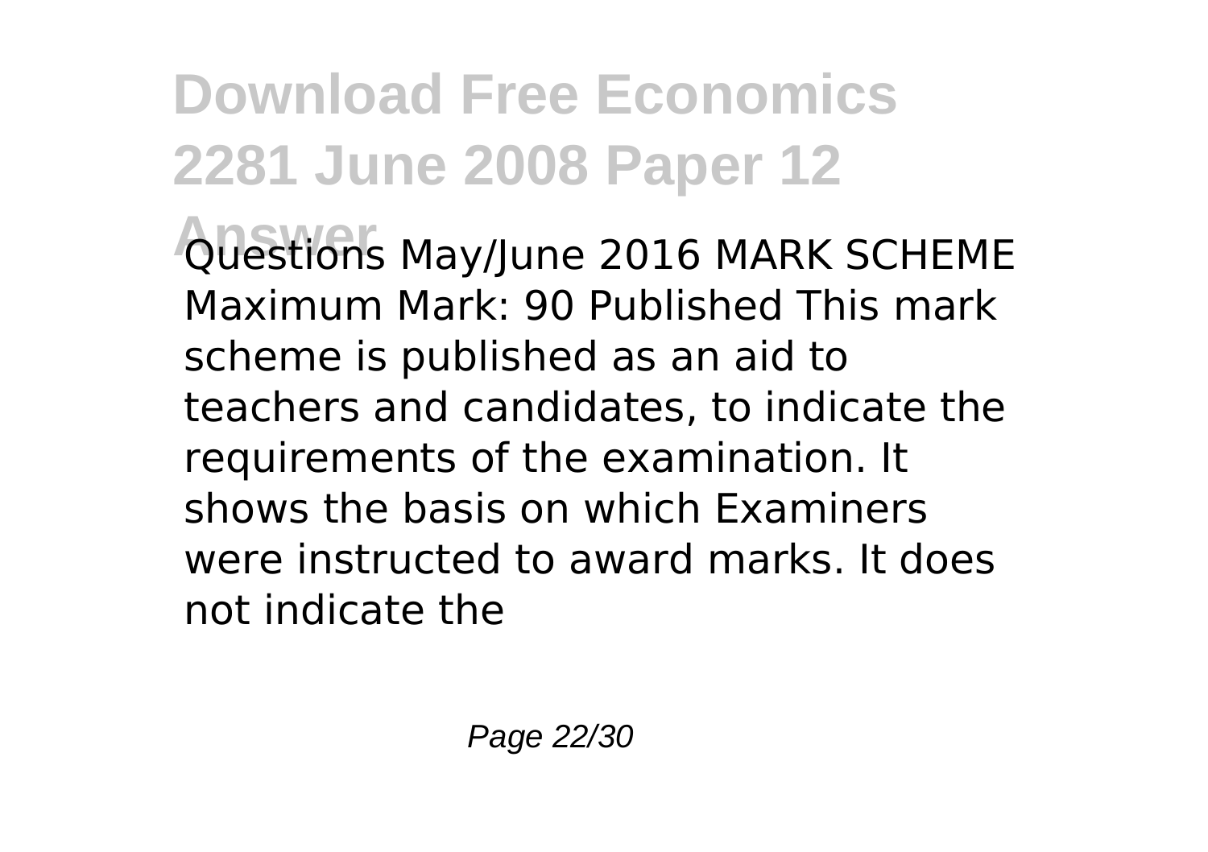Questions May/June 2016 MARK SCHEME Maximum Mark: 90 Published This mark scheme is published as an aid to teachers and candidates, to indicate the requirements of the examination. It shows the basis on which Examiners were instructed to award marks. It does not indicate the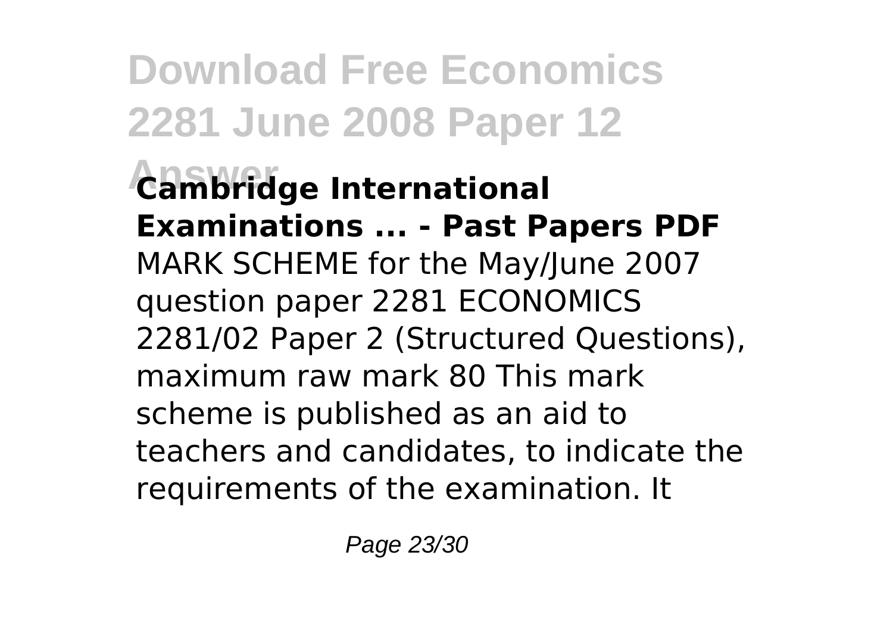**Cambridge International Examinations ... - Past Papers PDF**

MARK SCHEME for the May/June 2007 question paper 2281 ECONOMICS 2281/02 Paper 2 (Structured Questions), maximum raw mark 80 This mark scheme is published as an aid to teachers and candidates, to indicate the requirements of the examination. It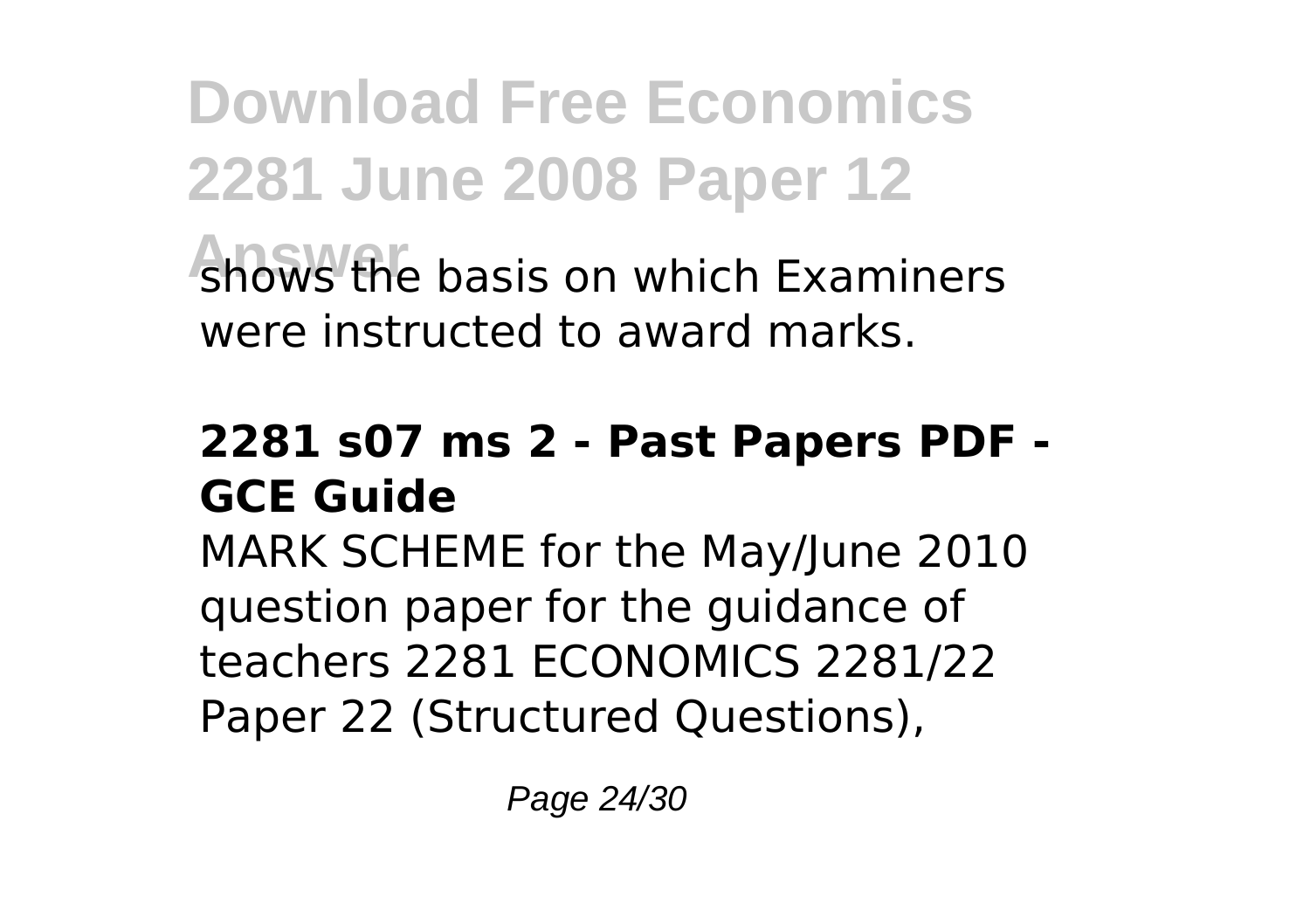shows the basis on which Examiners were instructed to award marks.

### 2281 s07 ms 2 - Past Papers PDF - GCE Guide

MARK SCHEME for the May/June 2010 question paper for the guidance of teachers 2281 ECONOMICS 2281/22 Paper 22 (Structured Questions),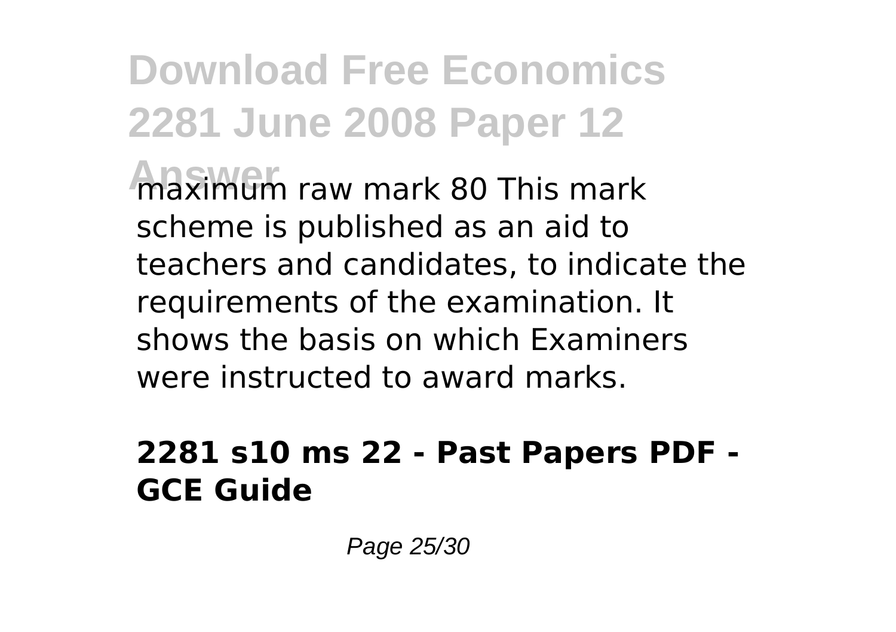maximum raw mark 80 This mark scheme is published as an aid to teachers and candidates, to indicate the requirements of the examination. It shows the basis on which Examiners were instructed to award marks.

**2281 s10 ms 22 - Past Papers PDF - GCE Guide**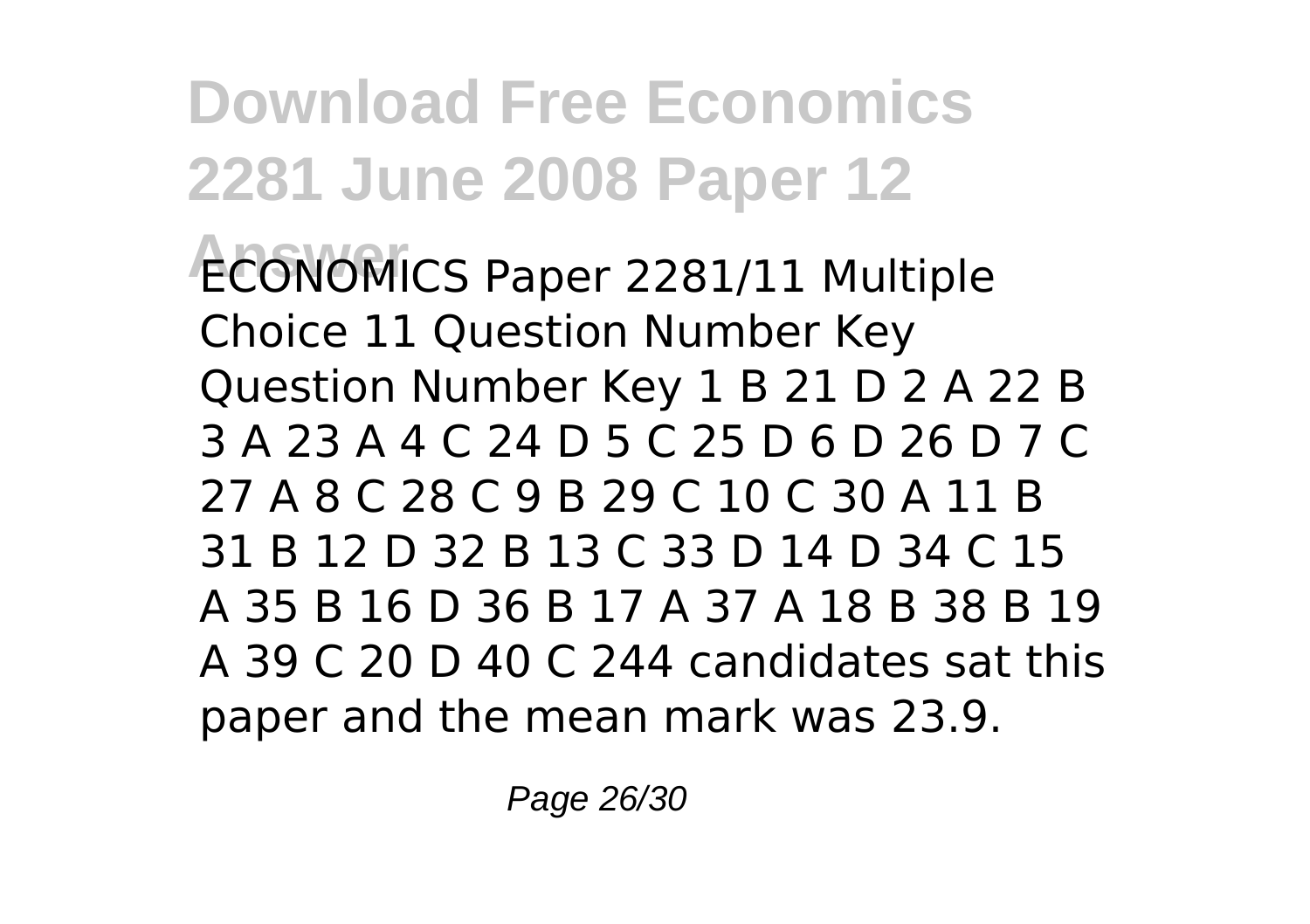ECONOMICS Paper 2281/11 Multiple Choice 11 Question Number Key Question Number Key 1 B 21 D 2 A 22 B 3 A 23 A 4 C 24 D 5 C 25 D 6 D 26 D 7 C 27 A 8 C 28 C 9 B 29 C 10 C 30 A 11 B 31 B 12 D 32 B 13 C 33 D 14 D 34 C 15 A 35 B 16 D 36 B 17 A 37 A 18 B 38 B 19 A 39 C 20 D 40 C 244 candidates sat this paper and the mean mark was 23.9.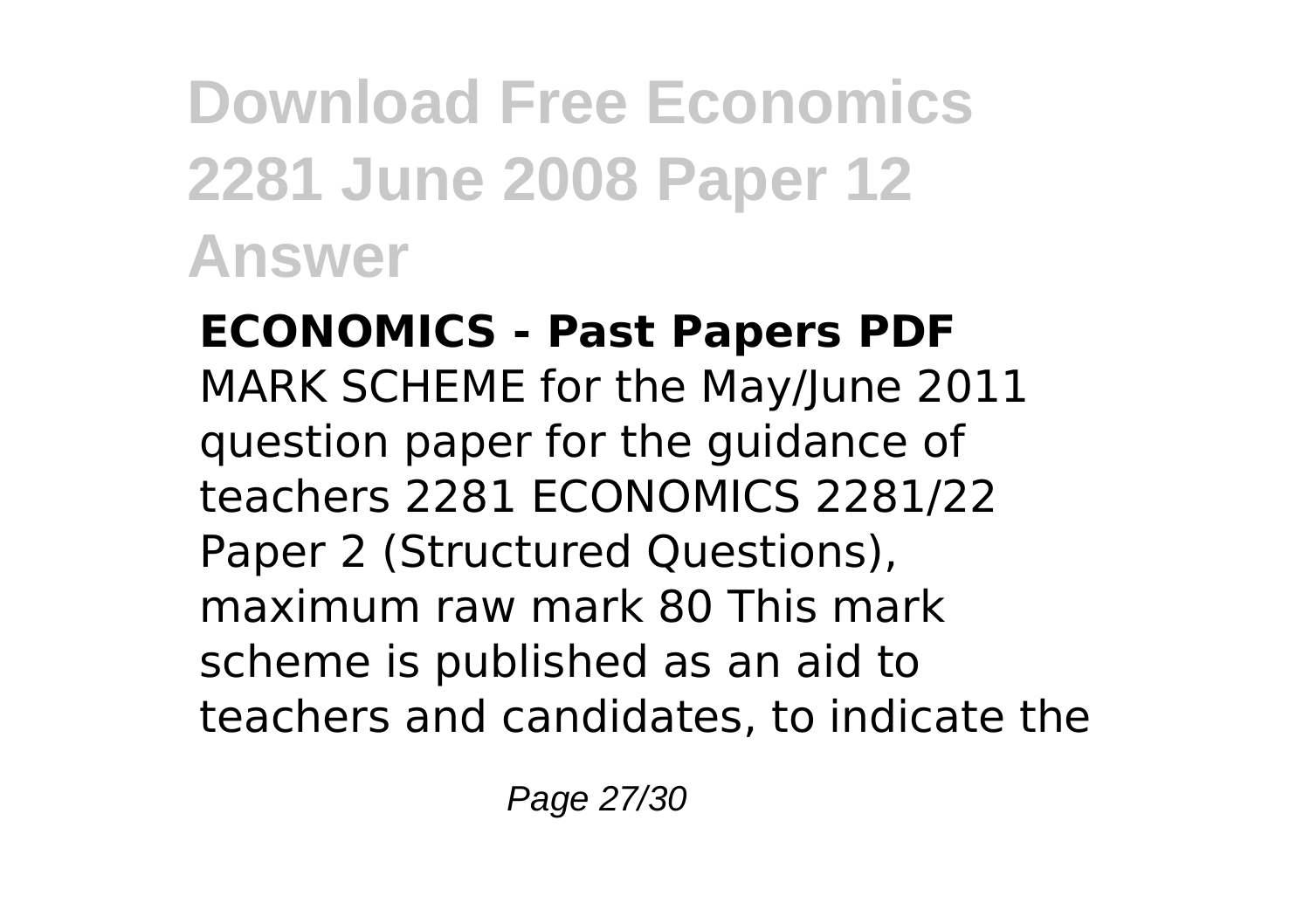**ECONOMICS - Past Papers PDF**

MARK SCHEME for the May/June 2011 question paper for the guidance of teachers 2281 ECONOMICS 2281/22 Paper 2 (Structured Questions), maximum raw mark 80 This mark scheme is published as an aid to teachers and candidates, to indicate the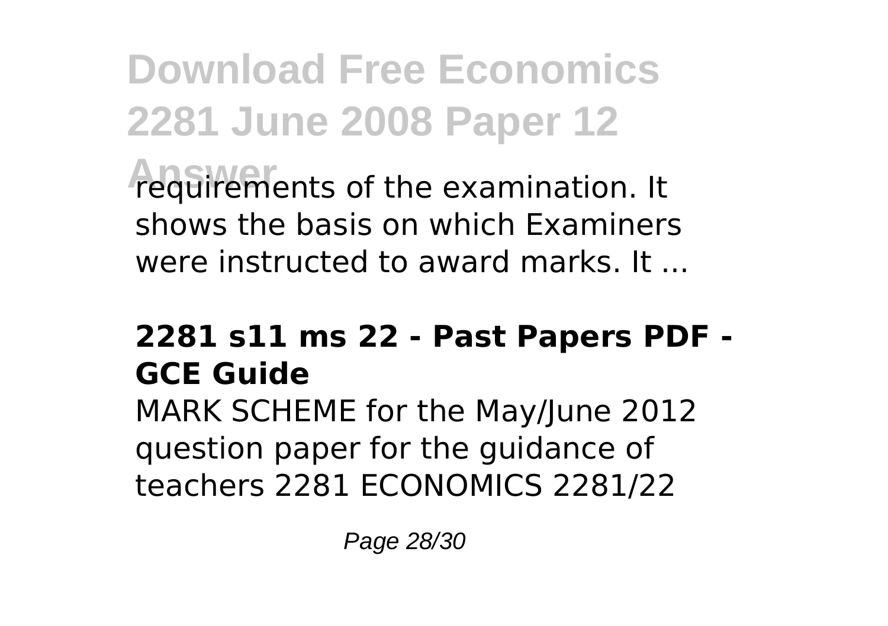requirements of the examination. It shows the basis on which Examiners were instructed to award marks. It ...

### 2281 s11 ms 22 - Past Papers PDF - GCE Guide

MARK SCHEME for the May/June 2012 question paper for the guidance of teachers 2281 ECONOMICS 2281/22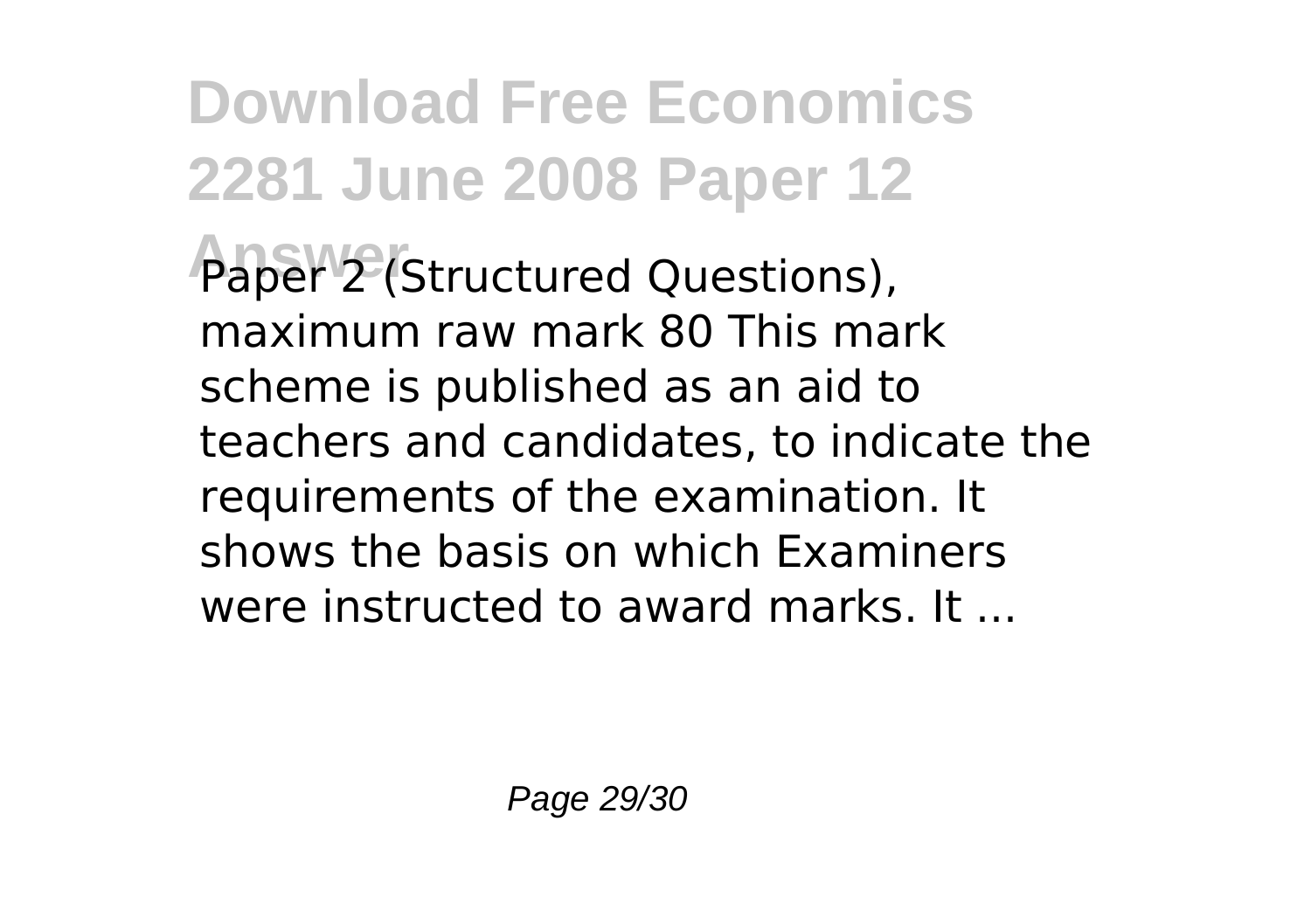Paper 2 (Structured Questions), maximum raw mark 80 This mark scheme is published as an aid to teachers and candidates, to indicate the requirements of the examination. It shows the basis on which Examiners were instructed to award marks. It ...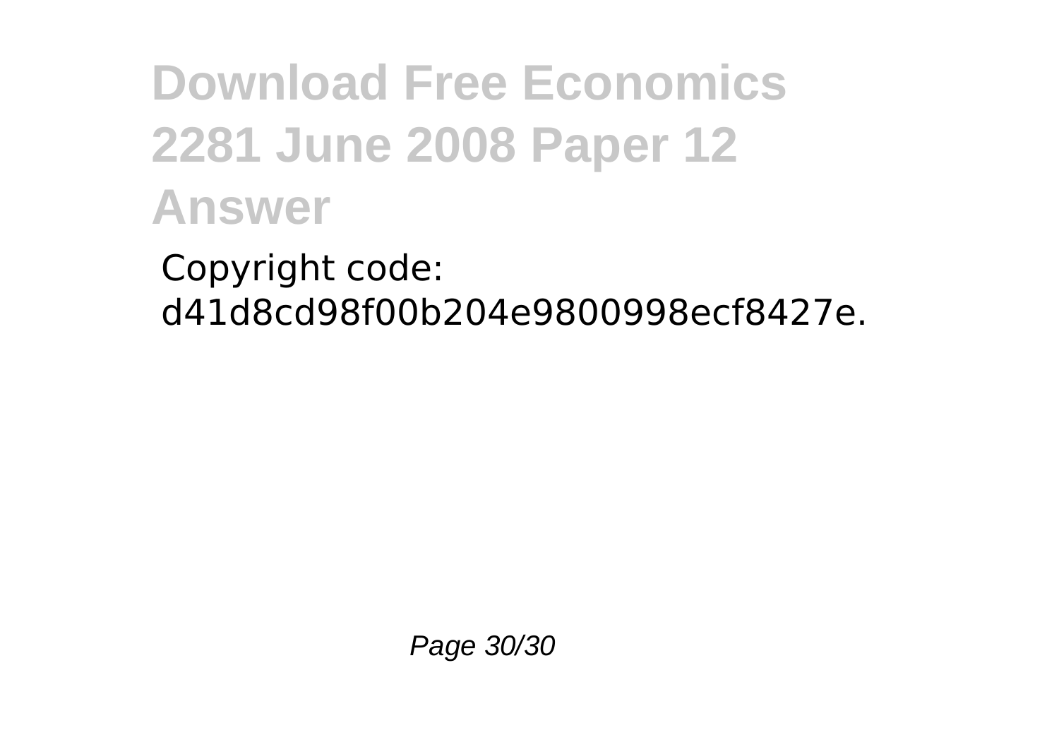Copyright code: d41d8cd98f00b204e9800998ecf8427e.